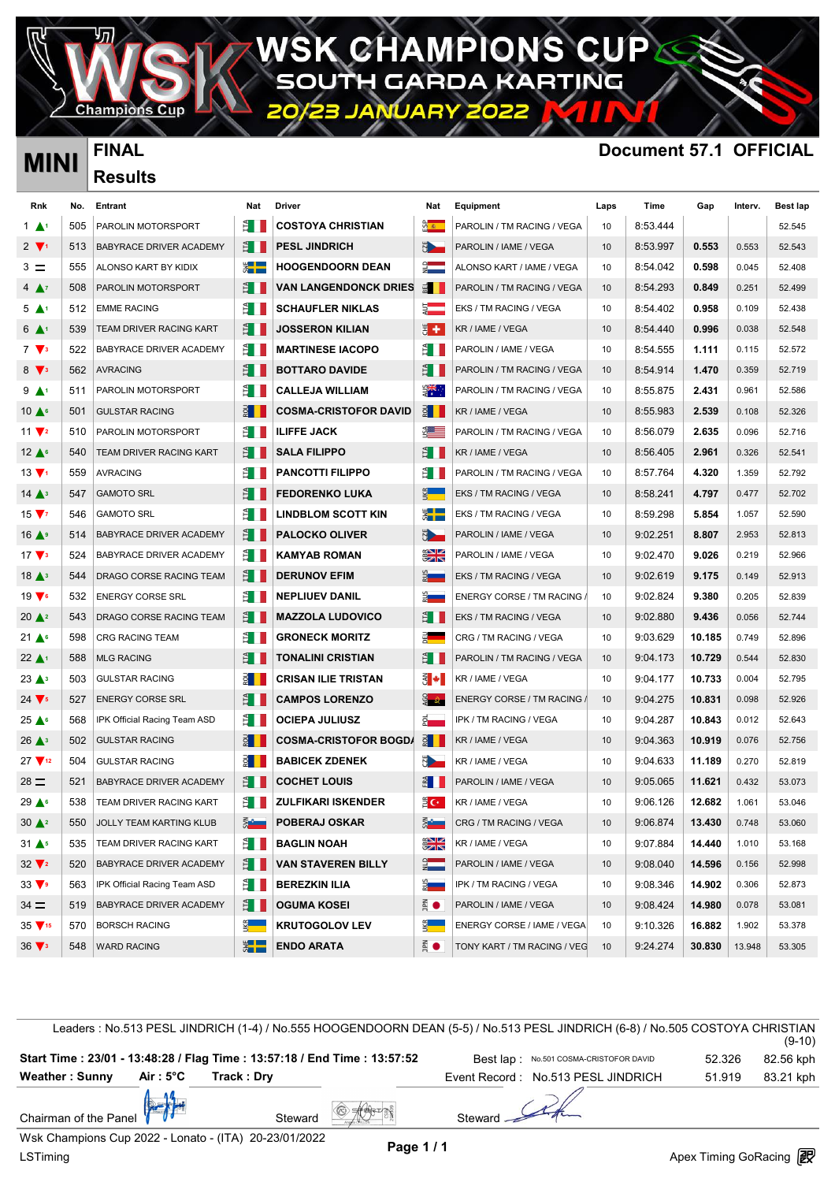# WSK CHAMPIONS CUP
## SOUTH GARDA KARTING
## 20/23 JANUARY 2022 MINI

**MINI** **FINAL Results** **Document 57.1 OFFICIAL**

| Rnk | No. | Entrant | Nat | Driver | Nat | Equipment | Laps | Time | Gap | Interv. | Best lap |
|---|---|---|---|---|---|---|---|---|---|---|---|
| 1 ▲1 | 505 | PAROLIN MOTORSPORT | ITA | COSTOYA CHRISTIAN | ESP | PAROLIN / TM RACING / VEGA | 10 | 8:53.444 | | | 52.545 |
| 2 ▼1 | 513 | BABYRACE DRIVER ACADEMY | ITA | PESL JINDRICH | CZE | PAROLIN / IAME / VEGA | 10 | 8:53.997 | 0.553 | 0.553 | 52.543 |
| 3 = | 555 | ALONSO KART BY KIDIX | SWE | HOOGENDOORN DEAN | NLD | ALONSO KART / IAME / VEGA | 10 | 8:54.042 | 0.598 | 0.045 | 52.408 |
| 4 ▲7 | 508 | PAROLIN MOTORSPORT | ITA | VAN LANGENDONCK DRIES | BEL | PAROLIN / TM RACING / VEGA | 10 | 8:54.293 | 0.849 | 0.251 | 52.499 |
| 5 ▲1 | 512 | EMME RACING | ITA | SCHAUFLER NIKLAS | AUT | EKS / TM RACING / VEGA | 10 | 8:54.402 | 0.958 | 0.109 | 52.438 |
| 6 ▲1 | 539 | TEAM DRIVER RACING KART | ITA | JOSSERON KILIAN | CHE | KR / IAME / VEGA | 10 | 8:54.440 | 0.996 | 0.038 | 52.548 |
| 7 ▼3 | 522 | BABYRACE DRIVER ACADEMY | ITA | MARTINESE IACOPO | ITA | PAROLIN / IAME / VEGA | 10 | 8:54.555 | 1.111 | 0.115 | 52.572 |
| 8 ▼3 | 562 | AVRACING | ITA | BOTTARO DAVIDE | ITA | PAROLIN / TM RACING / VEGA | 10 | 8:54.914 | 1.470 | 0.359 | 52.719 |
| 9 ▲1 | 511 | PAROLIN MOTORSPORT | ITA | CALLEJA WILLIAM | AUS | PAROLIN / TM RACING / VEGA | 10 | 8:55.875 | 2.431 | 0.961 | 52.586 |
| 10 ▲6 | 501 | GULSTAR RACING | ROU | COSMA-CRISTOFOR DAVID | ROU | KR / IAME / VEGA | 10 | 8:55.983 | 2.539 | 0.108 | 52.326 |
| 11 ▼2 | 510 | PAROLIN MOTORSPORT | ITA | ILIFFE JACK | USA | PAROLIN / TM RACING / VEGA | 10 | 8:56.079 | 2.635 | 0.096 | 52.716 |
| 12 ▲6 | 540 | TEAM DRIVER RACING KART | ITA | SALA FILIPPO | ITA | KR / IAME / VEGA | 10 | 8:56.405 | 2.961 | 0.326 | 52.541 |
| 13 ▼1 | 559 | AVRACING | ITA | PANCOTTI FILIPPO | ITA | PAROLIN / TM RACING / VEGA | 10 | 8:57.764 | 4.320 | 1.359 | 52.792 |
| 14 ▲3 | 547 | GAMOTO SRL | ITA | FEDORENKO LUKA | UKR | EKS / TM RACING / VEGA | 10 | 8:58.241 | 4.797 | 0.477 | 52.702 |
| 15 ▼7 | 546 | GAMOTO SRL | ITA | LINDBLOM SCOTT KIN | SWE | EKS / TM RACING / VEGA | 10 | 8:59.298 | 5.854 | 1.057 | 52.590 |
| 16 ▲9 | 514 | BABYRACE DRIVER ACADEMY | ITA | PALOCKO OLIVER | CZE | PAROLIN / IAME / VEGA | 10 | 9:02.251 | 8.807 | 2.953 | 52.813 |
| 17 ▼3 | 524 | BABYRACE DRIVER ACADEMY | ITA | KAMYAB ROMAN | GBR | PAROLIN / IAME / VEGA | 10 | 9:02.470 | 9.026 | 0.219 | 52.966 |
| 18 ▲3 | 544 | DRAGO CORSE RACING TEAM | ITA | DERUNOV EFIM | RUS | EKS / TM RACING / VEGA | 10 | 9:02.619 | 9.175 | 0.149 | 52.913 |
| 19 ▼6 | 532 | ENERGY CORSE SRL | ITA | NEPLIUEV DANIL | RUS | ENERGY CORSE / TM RACING / | 10 | 9:02.824 | 9.380 | 0.205 | 52.839 |
| 20 ▲2 | 543 | DRAGO CORSE RACING TEAM | ITA | MAZZOLA LUDOVICO | ITA | EKS / TM RACING / VEGA | 10 | 9:02.880 | 9.436 | 0.056 | 52.744 |
| 21 ▲6 | 598 | CRG RACING TEAM | ITA | GRONECK MORITZ | DEU | CRG / TM RACING / VEGA | 10 | 9:03.629 | 10.185 | 0.749 | 52.896 |
| 22 ▲1 | 588 | MLG RACING | ITA | TONALINI CRISTIAN | ITA | PAROLIN / TM RACING / VEGA | 10 | 9:04.173 | 10.729 | 0.544 | 52.830 |
| 23 ▲3 | 503 | GULSTAR RACING | ROU | CRISAN ILIE TRISTAN | CAN | KR / IAME / VEGA | 10 | 9:04.177 | 10.733 | 0.004 | 52.795 |
| 24 ▼5 | 527 | ENERGY CORSE SRL | ITA | CAMPOS LORENZO | AGO | ENERGY CORSE / TM RACING / | 10 | 9:04.275 | 10.831 | 0.098 | 52.926 |
| 25 ▲6 | 568 | IPK Official Racing Team ASD | ITA | OCIEPA JULIUSZ | POL | IPK / TM RACING / VEGA | 10 | 9:04.287 | 10.843 | 0.012 | 52.643 |
| 26 ▲3 | 502 | GULSTAR RACING | ROU | COSMA-CRISTOFOR BOGDA | ROU | KR / IAME / VEGA | 10 | 9:04.363 | 10.919 | 0.076 | 52.756 |
| 27 ▼12 | 504 | GULSTAR RACING | ROU | BABICEK ZDENEK | CZE | KR / IAME / VEGA | 10 | 9:04.633 | 11.189 | 0.270 | 52.819 |
| 28 = | 521 | BABYRACE DRIVER ACADEMY | ITA | COCHET LOUIS | FRA | PAROLIN / IAME / VEGA | 10 | 9:05.065 | 11.621 | 0.432 | 53.073 |
| 29 ▲6 | 538 | TEAM DRIVER RACING KART | ITA | ZULFIKARI ISKENDER | TUR | KR / IAME / VEGA | 10 | 9:06.126 | 12.682 | 1.061 | 53.046 |
| 30 ▲2 | 550 | JOLLY TEAM KARTING KLUB | SVN | POBERAJ OSKAR | SVN | CRG / TM RACING / VEGA | 10 | 9:06.874 | 13.430 | 0.748 | 53.060 |
| 31 ▲5 | 535 | TEAM DRIVER RACING KART | ITA | BAGLIN NOAH | GBR | KR / IAME / VEGA | 10 | 9:07.884 | 14.440 | 1.010 | 53.168 |
| 32 ▼2 | 520 | BABYRACE DRIVER ACADEMY | ITA | VAN STAVEREN BILLY | NLD | PAROLIN / IAME / VEGA | 10 | 9:08.040 | 14.596 | 0.156 | 52.998 |
| 33 ▼9 | 563 | IPK Official Racing Team ASD | ITA | BEREZKIN ILIA | RUS | IPK / TM RACING / VEGA | 10 | 9:08.346 | 14.902 | 0.306 | 52.873 |
| 34 = | 519 | BABYRACE DRIVER ACADEMY | ITA | OGUMA KOSEI | JPN | PAROLIN / IAME / VEGA | 10 | 9:08.424 | 14.980 | 0.078 | 53.081 |
| 35 ▼15 | 570 | BORSCH RACING | UKR | KRUTOGOLOV LEV | UKR | ENERGY CORSE / IAME / VEGA | 10 | 9:10.326 | 16.882 | 1.902 | 53.378 |
| 36 ▼3 | 548 | WARD RACING | SWE | ENDO ARATA | JPN | TONY KART / TM RACING / VEG | 10 | 9:24.274 | 30.830 | 13.948 | 53.305 |

Leaders : No.513 PESL JINDRICH (1-4) / No.555 HOOGENDOORN DEAN (5-5) / No.513 PESL JINDRICH (6-8) / No.505 COSTOYA CHRISTIAN (9-10)

**Start Time : 23/01 - 13:48:28 / Flag Time : 13:57:18 / End Time : 13:57:52**

**Weather : Sunny** **Air : 5°C** **Track : Dry**

Best lap : No.501 COSMA-CRISTOFOR DAVID 52.326 82.56 kph

Event Record : No.513 PESL JINDRICH 51.919 83.21 kph

Chairman of the Panel Steward Steward

Wsk Champions Cup 2022 - Lonato - (ITA) 20-23/01/2022

LSTiming

Apex Timing GoRacing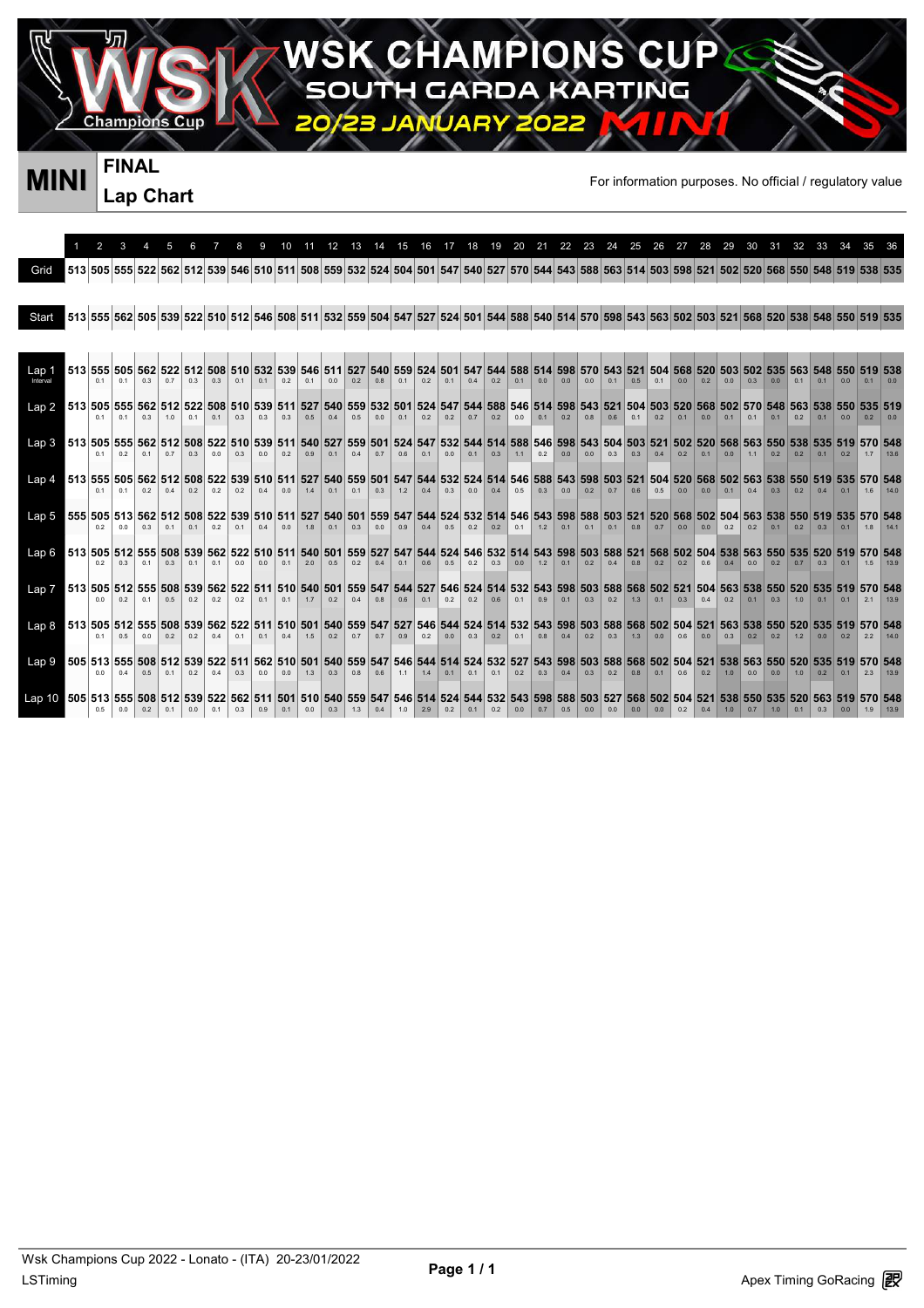# WSK CHAMPIONS CUP

## SOUTH GARDA KARTING

## 20/23 JANUARY 2022 MINI

**MINI** | **FINAL** | **Lap Chart**

For information purposes. No official / regulatory value

| | 1 | 2 | 3 | 4 | 5 | 6 | 7 | 8 | 9 | 10 | 11 | 12 | 13 | 14 | 15 | 16 | 17 | 18 | 19 | 20 | 21 | 22 | 23 | 24 | 25 | 26 | 27 | 28 | 29 | 30 | 31 | 32 | 33 | 34 | 35 | 36 |
|---|---|---|---|---|---|---|---|---|---|---|---|---|---|---|---|---|---|---|---|---|---|---|---|---|---|---|---|---|---|---|---|---|---|---|---|---|
| Grid | 513 | 505 | 555 | 522 | 562 | 512 | 539 | 546 | 510 | 511 | 508 | 559 | 532 | 524 | 504 | 501 | 547 | 540 | 527 | 570 | 544 | 543 | 588 | 563 | 514 | 503 | 598 | 521 | 502 | 520 | 568 | 550 | 548 | 519 | 538 | 535 |
| Start | 513 | 555 | 562 | 505 | 539 | 522 | 510 | 512 | 546 | 508 | 511 | 532 | 559 | 504 | 547 | 527 | 524 | 501 | 544 | 588 | 540 | 514 | 570 | 598 | 543 | 563 | 502 | 503 | 521 | 568 | 520 | 538 | 548 | 550 | 519 | 535 |
| Lap 1 | 513 | 555 | 505 | 562 | 522 | 512 | 508 | 510 | 532 | 539 | 546 | 511 | 527 | 540 | 559 | 524 | 501 | 547 | 544 | 588 | 514 | 598 | 570 | 543 | 521 | 504 | 568 | 520 | 503 | 502 | 535 | 563 | 548 | 550 | 519 | 538 |
| Interval | | 0.1 | 0.1 | 0.3 | 0.7 | 0.3 | 0.3 | 0.1 | 0.1 | 0.2 | 0.1 | 0.0 | 0.2 | 0.8 | 0.1 | 0.2 | 0.1 | 0.4 | 0.2 | 0.1 | 0.0 | 0.0 | 0.0 | 0.1 | 0.5 | 0.1 | 0.0 | 0.2 | 0.0 | 0.3 | 0.0 | 0.1 | 0.1 | 0.0 | 0.1 | 0.0 |
| Lap 2 | 513 | 505 | 555 | 562 | 512 | 522 | 508 | 510 | 539 | 511 | 527 | 540 | 559 | 532 | 501 | 524 | 547 | 544 | 588 | 546 | 514 | 598 | 543 | 521 | 504 | 503 | 520 | 568 | 502 | 570 | 548 | 563 | 538 | 550 | 535 | 519 |
| | | 0.1 | 0.1 | 0.3 | 1.0 | 0.1 | 0.1 | 0.3 | 0.3 | 0.3 | 0.5 | 0.4 | 0.5 | 0.0 | 0.1 | 0.2 | 0.2 | 0.7 | 0.2 | 0.0 | 0.1 | 0.2 | 0.8 | 0.6 | 0.1 | 0.2 | 0.1 | 0.0 | 0.1 | 0.1 | 0.1 | 0.2 | 0.1 | 0.0 | 0.2 | 0.0 |
| Lap 3 | 513 | 505 | 555 | 562 | 512 | 508 | 522 | 510 | 539 | 511 | 540 | 527 | 559 | 501 | 524 | 547 | 532 | 544 | 514 | 588 | 546 | 598 | 543 | 504 | 503 | 521 | 502 | 520 | 568 | 563 | 550 | 538 | 535 | 519 | 570 | 548 |
| | | 0.1 | 0.2 | 0.1 | 0.7 | 0.3 | 0.0 | 0.3 | 0.0 | 0.2 | 0.9 | 0.1 | 0.4 | 0.7 | 0.6 | 0.1 | 0.0 | 0.1 | 0.3 | 1.1 | 0.2 | 0.0 | 0.0 | 0.3 | 0.3 | 0.4 | 0.2 | 0.1 | 0.0 | 1.1 | 0.2 | 0.2 | 0.1 | 0.2 | 1.7 | 13.6 |
| Lap 4 | 513 | 555 | 505 | 562 | 512 | 508 | 522 | 539 | 510 | 511 | 527 | 540 | 559 | 501 | 547 | 544 | 532 | 524 | 514 | 546 | 588 | 543 | 598 | 503 | 521 | 504 | 520 | 568 | 502 | 563 | 538 | 550 | 519 | 535 | 570 | 548 |
| | | 0.1 | 0.1 | 0.2 | 0.4 | 0.2 | 0.2 | 0.2 | 0.4 | 0.0 | 1.4 | 0.1 | 0.1 | 0.3 | 1.2 | 0.4 | 0.3 | 0.0 | 0.4 | 0.5 | 0.3 | 0.0 | 0.2 | 0.7 | 0.6 | 0.5 | 0.0 | 0.0 | 0.1 | 0.4 | 0.3 | 0.2 | 0.4 | 0.1 | 1.6 | 14.0 |
| Lap 5 | 555 | 505 | 513 | 562 | 512 | 508 | 522 | 539 | 510 | 511 | 527 | 540 | 501 | 559 | 547 | 544 | 524 | 532 | 514 | 546 | 543 | 598 | 588 | 503 | 521 | 520 | 568 | 502 | 504 | 563 | 538 | 550 | 519 | 535 | 570 | 548 |
| | | 0.2 | 0.0 | 0.3 | 0.1 | 0.1 | 0.2 | 0.1 | 0.4 | 0.0 | 1.8 | 0.1 | 0.3 | 0.0 | 0.9 | 0.4 | 0.5 | 0.2 | 0.2 | 0.1 | 1.2 | 0.1 | 0.1 | 0.1 | 0.8 | 0.7 | 0.0 | 0.0 | 0.2 | 0.2 | 0.1 | 0.2 | 0.3 | 0.1 | 1.8 | 14.1 |
| Lap 6 | 513 | 505 | 512 | 555 | 508 | 539 | 562 | 522 | 510 | 511 | 540 | 501 | 559 | 527 | 547 | 544 | 524 | 546 | 532 | 514 | 543 | 598 | 503 | 588 | 521 | 568 | 502 | 504 | 538 | 563 | 550 | 535 | 520 | 519 | 570 | 548 |
| | | 0.2 | 0.3 | 0.1 | 0.3 | 0.1 | 0.1 | 0.0 | 0.0 | 0.1 | 2.0 | 0.5 | 0.2 | 0.4 | 0.1 | 0.6 | 0.5 | 0.2 | 0.3 | 0.0 | 1.2 | 0.1 | 0.2 | 0.4 | 0.8 | 0.2 | 0.2 | 0.6 | 0.4 | 0.0 | 0.2 | 0.7 | 0.3 | 0.1 | 1.5 | 13.9 |
| Lap 7 | 513 | 505 | 512 | 555 | 508 | 539 | 562 | 522 | 511 | 510 | 540 | 501 | 559 | 547 | 544 | 527 | 546 | 524 | 514 | 532 | 543 | 598 | 503 | 588 | 568 | 502 | 521 | 504 | 563 | 538 | 550 | 520 | 535 | 519 | 570 | 548 |
| | | 0.0 | 0.2 | 0.1 | 0.5 | 0.2 | 0.2 | 0.2 | 0.1 | 0.1 | 1.7 | 0.2 | 0.4 | 0.8 | 0.6 | 0.1 | 0.2 | 0.2 | 0.6 | 0.1 | 0.9 | 0.1 | 0.3 | 0.2 | 1.3 | 0.1 | 0.3 | 0.4 | 0.2 | 0.1 | 0.3 | 1.0 | 0.1 | 0.1 | 2.1 | 13.9 |
| Lap 8 | 513 | 505 | 512 | 555 | 508 | 539 | 562 | 522 | 511 | 510 | 501 | 540 | 559 | 547 | 527 | 546 | 544 | 524 | 514 | 532 | 543 | 598 | 503 | 588 | 568 | 502 | 504 | 521 | 563 | 538 | 550 | 520 | 535 | 519 | 570 | 548 |
| | | 0.1 | 0.5 | 0.0 | 0.2 | 0.2 | 0.4 | 0.1 | 0.1 | 0.4 | 1.5 | 0.2 | 0.7 | 0.7 | 0.9 | 0.2 | 0.0 | 0.3 | 0.2 | 0.1 | 0.8 | 0.4 | 0.2 | 0.3 | 1.3 | 0.0 | 0.6 | 0.0 | 0.3 | 0.2 | 0.2 | 1.2 | 0.0 | 0.2 | 2.2 | 14.0 |
| Lap 9 | 505 | 513 | 555 | 508 | 512 | 539 | 522 | 511 | 562 | 510 | 501 | 540 | 559 | 547 | 546 | 544 | 514 | 524 | 532 | 527 | 543 | 598 | 503 | 588 | 568 | 502 | 504 | 521 | 538 | 563 | 550 | 520 | 535 | 519 | 570 | 548 |
| | | 0.0 | 0.4 | 0.5 | 0.1 | 0.2 | 0.4 | 0.3 | 0.0 | 0.0 | 1.3 | 0.3 | 0.8 | 0.6 | 1.1 | 1.4 | 0.1 | 0.1 | 0.1 | 0.2 | 0.3 | 0.4 | 0.3 | 0.2 | 0.8 | 0.1 | 0.6 | 0.2 | 1.0 | 0.0 | 0.0 | 1.0 | 0.2 | 0.1 | 2.3 | 13.9 |
| Lap 10 | 505 | 513 | 555 | 508 | 512 | 539 | 522 | 562 | 511 | 501 | 510 | 540 | 559 | 547 | 546 | 514 | 524 | 544 | 532 | 543 | 598 | 588 | 503 | 527 | 568 | 502 | 504 | 521 | 538 | 550 | 535 | 520 | 563 | 519 | 570 | 548 |
| | | 0.5 | 0.0 | 0.2 | 0.1 | 0.0 | 0.1 | 0.3 | 0.9 | 0.1 | 0.0 | 0.3 | 1.3 | 0.4 | 1.0 | 2.9 | 0.2 | 0.1 | 0.2 | 0.0 | 0.7 | 0.5 | 0.0 | 0.0 | 0.0 | 0.0 | 0.2 | 0.4 | 1.0 | 0.7 | 1.0 | 0.1 | 0.3 | 0.0 | 1.9 | 13.9 |

Wsk Champions Cup 2022 - Lonato - (ITA) 20-23/01/2022

LSTiming

Apex Timing GoRacing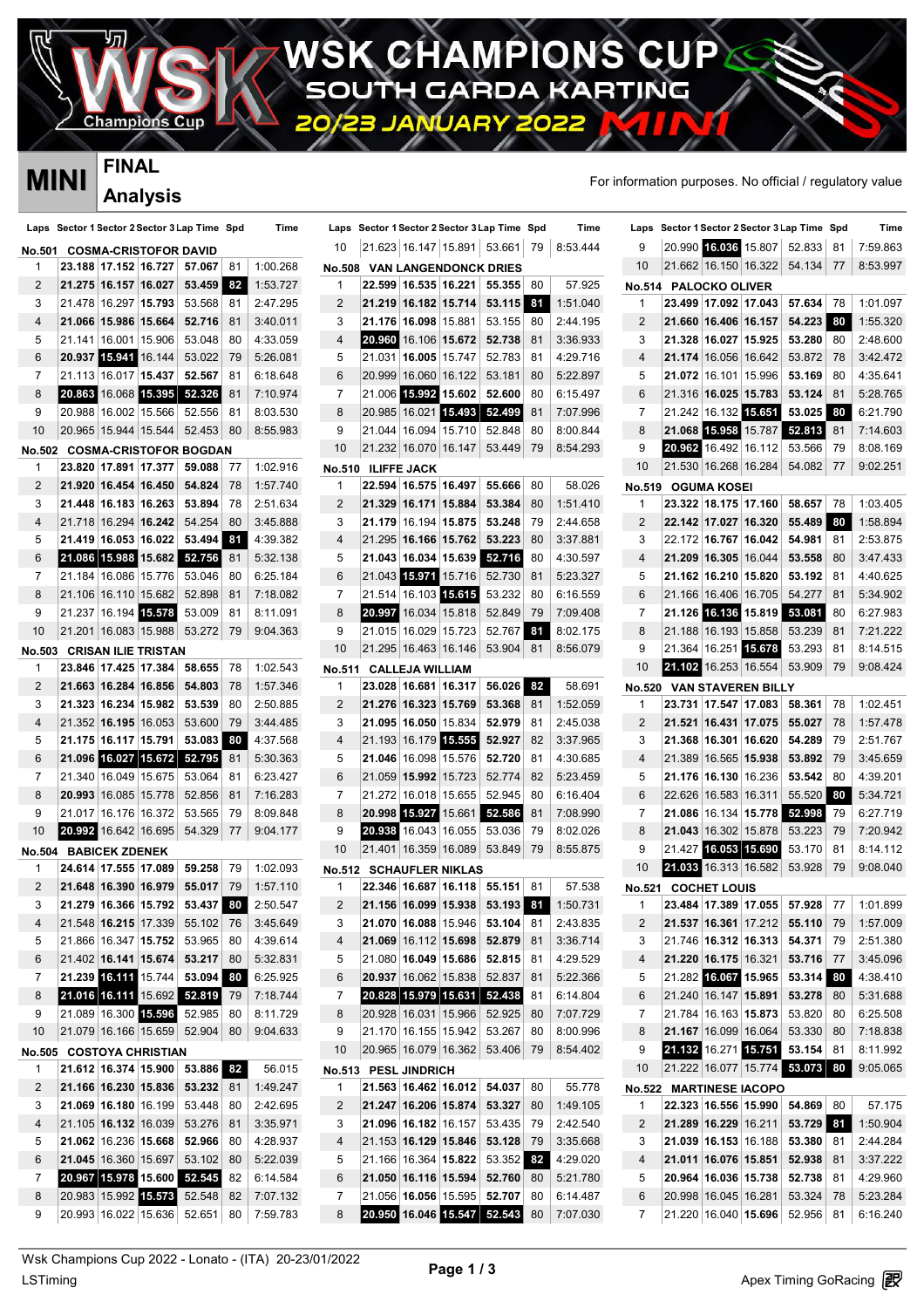# WSK CHAMPIONS CUP

## SOUTH GARDA KARTING

## 20/23 JANUARY 2022 MINI

## MINI FINAL Analysis

For information purposes. No official / regulatory value

### No.501 COSMA-CRISTOFOR DAVID

| Laps | Sector 1 | Sector 2 | Sector 3 | Lap Time | Spd | Time |
|---|---|---|---|---|---|---|
| 1 | 23.188 | 17.152 | 16.727 | 57.067 | 81 | 1:00.268 |
| 2 | 21.275 | 16.157 | 16.027 | 53.459 | 82 | 1:53.727 |
| 3 | 21.478 | 16.297 | 15.793 | 53.568 | 81 | 2:47.295 |
| 4 | 21.066 | 15.986 | 15.664 | 52.716 | 81 | 3:40.011 |
| 5 | 21.141 | 16.001 | 15.906 | 53.048 | 80 | 4:33.059 |
| 6 | 20.937 | 15.941 | 16.144 | 53.022 | 79 | 5:26.081 |
| 7 | 21.113 | 16.017 | 15.437 | 52.567 | 81 | 6:18.648 |
| 8 | 20.863 | 16.068 | 15.395 | 52.326 | 81 | 7:10.974 |
| 9 | 20.988 | 16.002 | 15.566 | 52.556 | 81 | 8:03.530 |
| 10 | 20.965 | 15.944 | 15.544 | 52.453 | 80 | 8:55.983 |

### No.502 COSMA-CRISTOFOR BOGDAN

| Laps | Sector 1 | Sector 2 | Sector 3 | Lap Time | Spd | Time |
|---|---|---|---|---|---|---|
| 1 | 23.820 | 17.891 | 17.377 | 59.088 | 77 | 1:02.916 |
| 2 | 21.920 | 16.454 | 16.450 | 54.824 | 78 | 1:57.740 |
| 3 | 21.448 | 16.183 | 16.263 | 53.894 | 78 | 2:51.634 |
| 4 | 21.718 | 16.294 | 16.242 | 54.254 | 80 | 3:45.888 |
| 5 | 21.419 | 16.053 | 16.022 | 53.494 | 81 | 4:39.382 |
| 6 | 21.086 | 15.988 | 15.682 | 52.756 | 81 | 5:32.138 |
| 7 | 21.184 | 16.086 | 15.776 | 53.046 | 80 | 6:25.184 |
| 8 | 21.106 | 16.110 | 15.682 | 52.898 | 81 | 7:18.082 |
| 9 | 21.237 | 16.194 | 15.578 | 53.009 | 81 | 8:11.091 |
| 10 | 21.201 | 16.083 | 15.988 | 53.272 | 79 | 9:04.363 |

### No.503 CRISAN ILIE TRISTAN

| Laps | Sector 1 | Sector 2 | Sector 3 | Lap Time | Spd | Time |
|---|---|---|---|---|---|---|
| 1 | 23.846 | 17.425 | 17.384 | 58.655 | 78 | 1:02.543 |
| 2 | 21.663 | 16.284 | 16.856 | 54.803 | 78 | 1:57.346 |
| 3 | 21.323 | 16.234 | 15.982 | 53.539 | 80 | 2:50.885 |
| 4 | 21.352 | 16.195 | 16.053 | 53.600 | 79 | 3:44.485 |
| 5 | 21.175 | 16.117 | 15.791 | 53.083 | 80 | 4:37.568 |
| 6 | 21.096 | 16.027 | 15.672 | 52.795 | 81 | 5:30.363 |
| 7 | 21.340 | 16.049 | 15.675 | 53.064 | 81 | 6:23.427 |
| 8 | 20.993 | 16.085 | 15.778 | 52.856 | 81 | 7:16.283 |
| 9 | 21.017 | 16.176 | 16.372 | 53.565 | 79 | 8:09.848 |
| 10 | 20.992 | 16.642 | 16.695 | 54.329 | 77 | 9:04.177 |

### No.504 BABICEK ZDENEK

| Laps | Sector 1 | Sector 2 | Sector 3 | Lap Time | Spd | Time |
|---|---|---|---|---|---|---|
| 1 | 24.614 | 17.555 | 17.089 | 59.258 | 79 | 1:02.093 |
| 2 | 21.648 | 16.390 | 16.979 | 55.017 | 79 | 1:57.110 |
| 3 | 21.279 | 16.366 | 15.792 | 53.437 | 80 | 2:50.547 |
| 4 | 21.548 | 16.215 | 17.339 | 55.102 | 76 | 3:45.649 |
| 5 | 21.866 | 16.347 | 15.752 | 53.965 | 80 | 4:39.614 |
| 6 | 21.402 | 16.141 | 15.674 | 53.217 | 80 | 5:32.831 |
| 7 | 21.239 | 16.111 | 15.744 | 53.094 | 80 | 6:25.925 |
| 8 | 21.016 | 16.111 | 15.692 | 52.819 | 79 | 7:18.744 |
| 9 | 21.089 | 16.300 | 15.596 | 52.985 | 80 | 8:11.729 |
| 10 | 21.079 | 16.166 | 15.659 | 52.904 | 80 | 9:04.633 |

### No.505 COSTOYA CHRISTIAN

| Laps | Sector 1 | Sector 2 | Sector 3 | Lap Time | Spd | Time |
|---|---|---|---|---|---|---|
| 1 | 21.612 | 16.374 | 15.900 | 53.886 | 82 | 56.015 |
| 2 | 21.166 | 16.230 | 15.836 | 53.232 | 81 | 1:49.247 |
| 3 | 21.069 | 16.180 | 16.199 | 53.448 | 80 | 2:42.695 |
| 4 | 21.105 | 16.132 | 16.039 | 53.276 | 81 | 3:35.971 |
| 5 | 21.062 | 16.236 | 15.668 | 52.966 | 80 | 4:28.937 |
| 6 | 21.045 | 16.360 | 15.697 | 53.102 | 80 | 5:22.039 |
| 7 | 20.967 | 15.978 | 15.600 | 52.545 | 82 | 6:14.584 |
| 8 | 20.983 | 15.992 | 15.573 | 52.548 | 82 | 7:07.132 |
| 9 | 20.993 | 16.022 | 15.636 | 52.651 | 80 | 7:59.783 |
| 10 | 21.623 | 16.147 | 15.891 | 53.661 | 79 | 8:53.444 |

### No.508 VAN LANGENDONCK DRIES

| Laps | Sector 1 | Sector 2 | Sector 3 | Lap Time | Spd | Time |
|---|---|---|---|---|---|---|
| 1 | 22.599 | 16.535 | 16.221 | 55.355 | 80 | 57.925 |
| 2 | 21.219 | 16.182 | 15.714 | 53.115 | 81 | 1:51.040 |
| 3 | 21.176 | 16.098 | 15.881 | 53.155 | 80 | 2:44.195 |
| 4 | 20.960 | 16.106 | 15.672 | 52.738 | 81 | 3:36.933 |
| 5 | 21.031 | 16.005 | 15.747 | 52.783 | 81 | 4:29.716 |
| 6 | 20.999 | 16.060 | 16.122 | 53.181 | 80 | 5:22.897 |
| 7 | 21.006 | 15.992 | 15.602 | 52.600 | 80 | 6:15.497 |
| 8 | 20.985 | 16.021 | 15.493 | 52.499 | 81 | 7:07.996 |
| 9 | 21.044 | 16.094 | 15.710 | 52.848 | 80 | 8:00.844 |
| 10 | 21.232 | 16.070 | 16.147 | 53.449 | 79 | 8:54.293 |

### No.510 ILIFFE JACK

| Laps | Sector 1 | Sector 2 | Sector 3 | Lap Time | Spd | Time |
|---|---|---|---|---|---|---|
| 1 | 22.594 | 16.575 | 16.497 | 55.666 | 80 | 58.026 |
| 2 | 21.329 | 16.171 | 15.884 | 53.384 | 80 | 1:51.410 |
| 3 | 21.179 | 16.194 | 15.875 | 53.248 | 79 | 2:44.658 |
| 4 | 21.295 | 16.166 | 15.762 | 53.223 | 80 | 3:37.881 |
| 5 | 21.043 | 16.034 | 15.639 | 52.716 | 80 | 4:30.597 |
| 6 | 21.043 | 15.971 | 15.716 | 52.730 | 81 | 5:23.327 |
| 7 | 21.514 | 16.103 | 15.615 | 53.232 | 80 | 6:16.559 |
| 8 | 20.997 | 16.034 | 15.818 | 52.849 | 79 | 7:09.408 |
| 9 | 21.015 | 16.029 | 15.723 | 52.767 | 81 | 8:02.175 |
| 10 | 21.295 | 16.463 | 16.146 | 53.904 | 81 | 8:56.079 |

### No.511 CALLEJA WILLIAM

| Laps | Sector 1 | Sector 2 | Sector 3 | Lap Time | Spd | Time |
|---|---|---|---|---|---|---|
| 1 | 23.028 | 16.681 | 16.317 | 56.026 | 82 | 58.691 |
| 2 | 21.276 | 16.323 | 15.769 | 53.368 | 81 | 1:52.059 |
| 3 | 21.095 | 16.050 | 15.834 | 52.979 | 81 | 2:45.038 |
| 4 | 21.193 | 16.179 | 15.555 | 52.927 | 82 | 3:37.965 |
| 5 | 21.046 | 16.098 | 15.576 | 52.720 | 81 | 4:30.685 |
| 6 | 21.059 | 15.992 | 15.723 | 52.774 | 82 | 5:23.459 |
| 7 | 21.272 | 16.018 | 15.655 | 52.945 | 80 | 6:16.404 |
| 8 | 20.998 | 15.927 | 15.661 | 52.586 | 81 | 7:08.990 |
| 9 | 20.938 | 16.043 | 16.055 | 53.036 | 79 | 8:02.026 |
| 10 | 21.401 | 16.359 | 16.089 | 53.849 | 79 | 8:55.875 |

### No.512 SCHAUFLER NIKLAS

| Laps | Sector 1 | Sector 2 | Sector 3 | Lap Time | Spd | Time |
|---|---|---|---|---|---|---|
| 1 | 22.346 | 16.687 | 16.118 | 55.151 | 81 | 57.538 |
| 2 | 21.156 | 16.099 | 15.938 | 53.193 | 81 | 1:50.731 |
| 3 | 21.070 | 16.088 | 15.946 | 53.104 | 81 | 2:43.835 |
| 4 | 21.069 | 16.112 | 15.698 | 52.879 | 81 | 3:36.714 |
| 5 | 21.080 | 16.049 | 15.686 | 52.815 | 81 | 4:29.529 |
| 6 | 20.937 | 16.062 | 15.838 | 52.837 | 81 | 5:22.366 |
| 7 | 20.828 | 15.979 | 15.631 | 52.438 | 81 | 6:14.804 |
| 8 | 20.928 | 16.031 | 15.966 | 52.925 | 80 | 7:07.729 |
| 9 | 21.170 | 16.155 | 15.942 | 53.267 | 80 | 8:00.996 |
| 10 | 20.965 | 16.079 | 16.362 | 53.406 | 79 | 8:54.402 |

### No.513 PESL JINDRICH

| Laps | Sector 1 | Sector 2 | Sector 3 | Lap Time | Spd | Time |
|---|---|---|---|---|---|---|
| 1 | 21.563 | 16.462 | 16.012 | 54.037 | 80 | 55.778 |
| 2 | 21.247 | 16.206 | 15.874 | 53.327 | 80 | 1:49.105 |
| 3 | 21.096 | 16.182 | 16.157 | 53.435 | 79 | 2:42.540 |
| 4 | 21.153 | 16.129 | 15.846 | 53.128 | 79 | 3:35.668 |
| 5 | 21.166 | 16.364 | 15.822 | 53.352 | 82 | 4:29.020 |
| 6 | 21.050 | 16.116 | 15.594 | 52.760 | 80 | 5:21.780 |
| 7 | 21.056 | 16.056 | 15.595 | 52.707 | 80 | 6:14.487 |
| 8 | 20.950 | 16.046 | 15.547 | 52.543 | 80 | 7:07.030 |
| 9 | 20.990 | 16.036 | 15.807 | 52.833 | 81 | 7:59.863 |
| 10 | 21.662 | 16.150 | 16.322 | 54.134 | 77 | 8:53.997 |

### No.514 PALOCKO OLIVER

| Laps | Sector 1 | Sector 2 | Sector 3 | Lap Time | Spd | Time |
|---|---|---|---|---|---|---|
| 1 | 23.499 | 17.092 | 17.043 | 57.634 | 78 | 1:01.097 |
| 2 | 21.660 | 16.406 | 16.157 | 54.223 | 80 | 1:55.320 |
| 3 | 21.328 | 16.027 | 15.925 | 53.280 | 80 | 2:48.600 |
| 4 | 21.174 | 16.056 | 16.642 | 53.872 | 78 | 3:42.472 |
| 5 | 21.072 | 16.101 | 15.996 | 53.169 | 80 | 4:35.641 |
| 6 | 21.316 | 16.025 | 15.783 | 53.124 | 81 | 5:28.765 |
| 7 | 21.242 | 16.132 | 15.651 | 53.025 | 80 | 6:21.790 |
| 8 | 21.068 | 15.958 | 15.787 | 52.813 | 81 | 7:14.603 |
| 9 | 20.962 | 16.492 | 16.112 | 53.566 | 79 | 8:08.169 |
| 10 | 21.530 | 16.268 | 16.284 | 54.082 | 77 | 9:02.251 |

### No.519 OGUMA KOSEI

| Laps | Sector 1 | Sector 2 | Sector 3 | Lap Time | Spd | Time |
|---|---|---|---|---|---|---|
| 1 | 23.322 | 18.175 | 17.160 | 58.657 | 78 | 1:03.405 |
| 2 | 22.142 | 17.027 | 16.320 | 55.489 | 80 | 1:58.894 |
| 3 | 22.172 | 16.767 | 16.042 | 54.981 | 81 | 2:53.875 |
| 4 | 21.209 | 16.305 | 16.044 | 53.558 | 80 | 3:47.433 |
| 5 | 21.162 | 16.210 | 15.820 | 53.192 | 81 | 4:40.625 |
| 6 | 21.166 | 16.406 | 16.705 | 54.277 | 81 | 5:34.902 |
| 7 | 21.126 | 16.136 | 15.819 | 53.081 | 80 | 6:27.983 |
| 8 | 21.188 | 16.193 | 15.858 | 53.239 | 81 | 7:21.222 |
| 9 | 21.364 | 16.251 | 15.678 | 53.293 | 81 | 8:14.515 |
| 10 | 21.102 | 16.253 | 16.554 | 53.909 | 79 | 9:08.424 |

### No.520 VAN STAVEREN BILLY

| Laps | Sector 1 | Sector 2 | Sector 3 | Lap Time | Spd | Time |
|---|---|---|---|---|---|---|
| 1 | 23.731 | 17.547 | 17.083 | 58.361 | 78 | 1:02.451 |
| 2 | 21.521 | 16.431 | 17.075 | 55.027 | 78 | 1:57.478 |
| 3 | 21.368 | 16.301 | 16.620 | 54.289 | 79 | 2:51.767 |
| 4 | 21.389 | 16.565 | 15.938 | 53.892 | 79 | 3:45.659 |
| 5 | 21.176 | 16.130 | 16.236 | 53.542 | 80 | 4:39.201 |
| 6 | 22.626 | 16.583 | 16.311 | 55.520 | 80 | 5:34.721 |
| 7 | 21.086 | 16.134 | 15.778 | 52.998 | 79 | 6:27.719 |
| 8 | 21.043 | 16.302 | 15.878 | 53.223 | 79 | 7:20.942 |
| 9 | 21.427 | 16.053 | 15.690 | 53.170 | 81 | 8:14.112 |
| 10 | 21.033 | 16.313 | 16.582 | 53.928 | 79 | 9:08.040 |

### No.521 COCHET LOUIS

| Laps | Sector 1 | Sector 2 | Sector 3 | Lap Time | Spd | Time |
|---|---|---|---|---|---|---|
| 1 | 23.484 | 17.389 | 17.055 | 57.928 | 77 | 1:01.899 |
| 2 | 21.537 | 16.361 | 17.212 | 55.110 | 79 | 1:57.009 |
| 3 | 21.746 | 16.312 | 16.313 | 54.371 | 79 | 2:51.380 |
| 4 | 21.220 | 16.175 | 16.321 | 53.716 | 77 | 3:45.096 |
| 5 | 21.282 | 16.067 | 15.965 | 53.314 | 80 | 4:38.410 |
| 6 | 21.240 | 16.147 | 15.891 | 53.278 | 80 | 5:31.688 |
| 7 | 21.784 | 16.163 | 15.873 | 53.820 | 80 | 6:25.508 |
| 8 | 21.167 | 16.099 | 16.064 | 53.330 | 80 | 7:18.838 |
| 9 | 21.132 | 16.271 | 15.751 | 53.154 | 81 | 8:11.992 |
| 10 | 21.222 | 16.077 | 15.774 | 53.073 | 80 | 9:05.065 |

### No.522 MARTINESE IACOPO

| Laps | Sector 1 | Sector 2 | Sector 3 | Lap Time | Spd | Time |
|---|---|---|---|---|---|---|
| 1 | 22.323 | 16.556 | 15.990 | 54.869 | 80 | 57.175 |
| 2 | 21.289 | 16.229 | 16.211 | 53.729 | 81 | 1:50.904 |
| 3 | 21.039 | 16.153 | 16.188 | 53.380 | 81 | 2:44.284 |
| 4 | 21.011 | 16.076 | 15.851 | 52.938 | 81 | 3:37.222 |
| 5 | 20.964 | 16.036 | 15.738 | 52.738 | 81 | 4:29.960 |
| 6 | 20.998 | 16.045 | 16.281 | 53.324 | 78 | 5:23.284 |
| 7 | 21.220 | 16.040 | 15.696 | 52.956 | 81 | 6:16.240 |

Wsk Champions Cup 2022 - Lonato - (ITA) 20-23/01/2022

LSTiming

Apex Timing GoRacing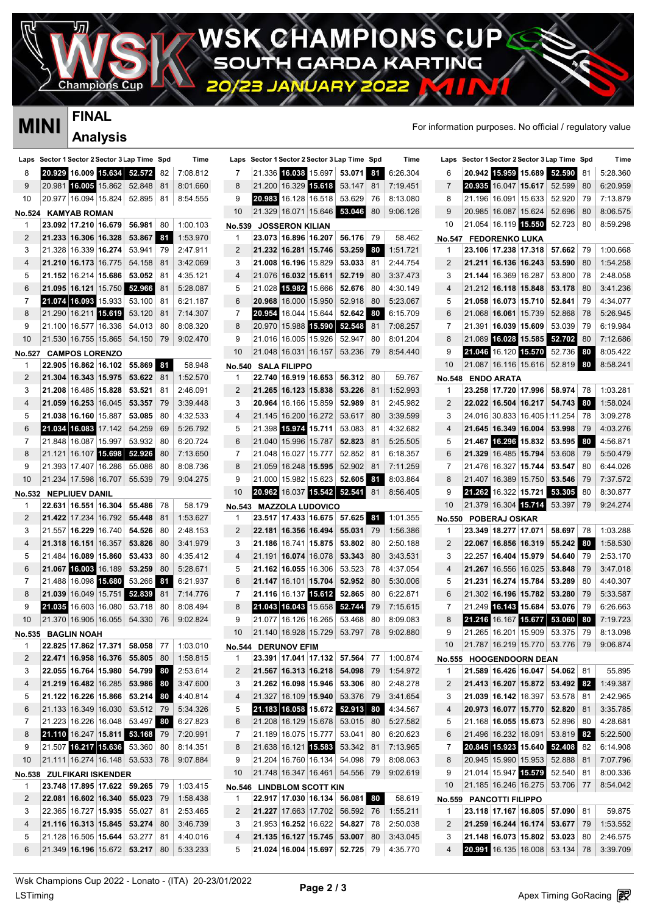# WSK CHAMPIONS CUP
## SOUTH GARDA KARTING
### 20/23 JANUARY 2022 MINI

**MINI** — **FINAL Analysis**

For information purposes. No official / regulatory value

| Laps | Sector 1 | Sector 2 | Sector 3 | Lap Time | Spd | Time |
|---|---|---|---|---|---|---|
| 8 | 20.929 | 16.009 | 15.634 | 52.572 | 82 | 7:08.812 |
| 9 | 20.981 | 16.005 | 15.862 | 52.848 | 81 | 8:01.660 |
| 10 | 20.977 | 16.094 | 15.824 | 52.895 | 81 | 8:54.555 |
| **No.524 KAMYAB ROMAN** | | | | | | |
| 1 | 23.092 | 17.210 | 16.679 | 56.981 | 80 | 1:00.103 |
| 2 | 21.233 | 16.306 | 16.328 | 53.867 | 81 | 1:53.970 |
| 3 | 21.328 | 16.339 | 16.274 | 53.941 | 79 | 2:47.911 |
| 4 | 21.210 | 16.173 | 16.775 | 54.158 | 81 | 3:42.069 |
| 5 | 21.152 | 16.214 | 15.686 | 53.052 | 81 | 4:35.121 |
| 6 | 21.095 | 16.121 | 15.750 | 52.966 | 81 | 5:28.087 |
| 7 | 21.074 | 16.093 | 15.933 | 53.100 | 81 | 6:21.187 |
| 8 | 21.290 | 16.211 | 15.619 | 53.120 | 81 | 7:14.307 |
| 9 | 21.100 | 16.577 | 16.336 | 54.013 | 81 | 8:08.320 |
| 10 | 21.530 | 16.755 | 15.865 | 54.150 | 79 | 9:02.470 |
| **No.527 CAMPOS LORENZO** | | | | | | |
| 1 | 22.905 | 16.862 | 16.102 | 55.869 | 81 | 58.948 |
| 2 | 21.304 | 16.343 | 15.975 | 53.622 | 81 | 1:52.570 |
| 3 | 21.208 | 16.485 | 15.828 | 53.521 | 81 | 2:46.091 |
| 4 | 21.059 | 16.253 | 16.045 | 53.357 | 79 | 3:39.448 |
| 5 | 21.038 | 16.160 | 15.887 | 53.085 | 80 | 4:32.533 |
| 6 | 21.034 | 16.083 | 17.142 | 54.259 | 69 | 5:26.792 |
| 7 | 21.848 | 16.087 | 15.997 | 53.932 | 80 | 6:20.724 |
| 8 | 21.121 | 16.107 | 15.698 | 52.926 | 80 | 7:13.650 |
| 9 | 21.393 | 17.407 | 16.286 | 55.086 | 80 | 8:08.736 |
| 10 | 21.234 | 17.598 | 16.707 | 55.539 | 79 | 9:04.275 |
| **No.532 NEPLIUEV DANIL** | | | | | | |
| 1 | 22.631 | 16.551 | 16.304 | 55.486 | 78 | 58.179 |
| 2 | 21.422 | 17.234 | 16.792 | 55.448 | 81 | 1:53.627 |
| 3 | 21.557 | 16.229 | 16.740 | 54.526 | 80 | 2:48.153 |
| 4 | 21.318 | 16.151 | 16.357 | 53.826 | 80 | 3:41.979 |
| 5 | 21.484 | 16.089 | 15.860 | 53.433 | 80 | 4:35.412 |
| 6 | 21.067 | 16.003 | 16.189 | 53.259 | 80 | 5:28.671 |
| 7 | 21.488 | 16.098 | 15.680 | 53.266 | 81 | 6:21.937 |
| 8 | 21.039 | 16.049 | 15.751 | 52.839 | 81 | 7:14.776 |
| 9 | 21.035 | 16.603 | 16.080 | 53.718 | 80 | 8:08.494 |
| 10 | 21.370 | 16.905 | 16.055 | 54.330 | 76 | 9:02.824 |
| **No.535 BAGLIN NOAH** | | | | | | |
| 1 | 22.825 | 17.862 | 17.371 | 58.058 | 77 | 1:03.010 |
| 2 | 22.471 | 16.958 | 16.376 | 55.805 | 80 | 1:58.815 |
| 3 | 22.055 | 16.764 | 15.980 | 54.799 | 80 | 2:53.614 |
| 4 | 21.219 | 16.482 | 16.285 | 53.986 | 80 | 3:47.600 |
| 5 | 21.122 | 16.226 | 15.866 | 53.214 | 80 | 4:40.814 |
| 6 | 21.133 | 16.349 | 16.030 | 53.512 | 79 | 5:34.326 |
| 7 | 21.223 | 16.226 | 16.048 | 53.497 | 80 | 6:27.823 |
| 8 | 21.110 | 16.247 | 15.811 | 53.168 | 79 | 7:20.991 |
| 9 | 21.507 | 16.217 | 15.636 | 53.360 | 80 | 8:14.351 |
| 10 | 21.111 | 16.274 | 16.148 | 53.533 | 78 | 9:07.884 |
| **No.538 ZULFIKARI ISKENDER** | | | | | | |
| 1 | 23.748 | 17.895 | 17.622 | 59.265 | 79 | 1:03.415 |
| 2 | 22.081 | 16.602 | 16.340 | 55.023 | 79 | 1:58.438 |
| 3 | 22.365 | 16.727 | 15.935 | 55.027 | 81 | 2:53.465 |
| 4 | 21.116 | 16.313 | 15.845 | 53.274 | 80 | 3:46.739 |
| 5 | 21.128 | 16.505 | 15.644 | 53.277 | 81 | 4:40.016 |
| 6 | 21.349 | 16.196 | 15.672 | 53.217 | 80 | 5:33.233 |
| 7 | 21.336 | 16.038 | 15.697 | 53.071 | 81 | 6:26.304 |
| 8 | 21.200 | 16.329 | 15.618 | 53.147 | 81 | 7:19.451 |
| 9 | 20.983 | 16.128 | 16.518 | 53.629 | 76 | 8:13.080 |
| 10 | 21.329 | 16.071 | 15.646 | 53.046 | 80 | 9:06.126 |
| **No.539 JOSSERON KILIAN** | | | | | | |
| 1 | 23.073 | 16.896 | 16.207 | 56.176 | 79 | 58.462 |
| 2 | 21.232 | 16.281 | 15.746 | 53.259 | 80 | 1:51.721 |
| 3 | 21.008 | 16.196 | 15.829 | 53.033 | 81 | 2:44.754 |
| 4 | 21.076 | 16.032 | 15.611 | 52.719 | 80 | 3:37.473 |
| 5 | 21.028 | 15.982 | 15.666 | 52.676 | 80 | 4:30.149 |
| 6 | 20.968 | 16.000 | 15.950 | 52.918 | 80 | 5:23.067 |
| 7 | 20.954 | 16.044 | 15.644 | 52.642 | 80 | 6:15.709 |
| 8 | 20.970 | 15.988 | 15.590 | 52.548 | 81 | 7:08.257 |
| 9 | 21.016 | 16.005 | 15.926 | 52.947 | 80 | 8:01.204 |
| 10 | 21.048 | 16.031 | 16.157 | 53.236 | 79 | 8:54.440 |
| **No.540 SALA FILIPPO** | | | | | | |
| 1 | 22.740 | 16.919 | 16.653 | 56.312 | 80 | 59.767 |
| 2 | 21.265 | 16.123 | 15.838 | 53.226 | 81 | 1:52.993 |
| 3 | 20.964 | 16.166 | 15.859 | 52.989 | 81 | 2:45.982 |
| 4 | 21.145 | 16.200 | 16.272 | 53.617 | 80 | 3:39.599 |
| 5 | 21.398 | 15.974 | 15.711 | 53.083 | 81 | 4:32.682 |
| 6 | 21.040 | 15.996 | 15.787 | 52.823 | 81 | 5:25.505 |
| 7 | 21.048 | 16.027 | 15.777 | 52.852 | 81 | 6:18.357 |
| 8 | 21.059 | 16.248 | 15.595 | 52.902 | 81 | 7:11.259 |
| 9 | 21.000 | 15.982 | 15.623 | 52.605 | 81 | 8:03.864 |
| 10 | 20.962 | 16.037 | 15.542 | 52.541 | 81 | 8:56.405 |
| **No.543 MAZZOLA LUDOVICO** | | | | | | |
| 1 | 23.517 | 17.433 | 16.675 | 57.625 | 81 | 1:01.355 |
| 2 | 22.181 | 16.356 | 16.494 | 55.031 | 79 | 1:56.386 |
| 3 | 21.186 | 16.741 | 15.875 | 53.802 | 80 | 2:50.188 |
| 4 | 21.191 | 16.074 | 16.078 | 53.343 | 80 | 3:43.531 |
| 5 | 21.162 | 16.055 | 16.306 | 53.523 | 78 | 4:37.054 |
| 6 | 21.147 | 16.101 | 15.704 | 52.952 | 80 | 5:30.006 |
| 7 | 21.116 | 16.137 | 15.612 | 52.865 | 80 | 6:22.871 |
| 8 | 21.043 | 16.043 | 15.658 | 52.744 | 79 | 7:15.615 |
| 9 | 21.077 | 16.126 | 16.265 | 53.468 | 80 | 8:09.083 |
| 10 | 21.140 | 16.928 | 15.729 | 53.797 | 78 | 9:02.880 |
| **No.544 DERUNOV EFIM** | | | | | | |
| 1 | 23.391 | 17.041 | 17.132 | 57.564 | 77 | 1:00.874 |
| 2 | 21.567 | 16.313 | 16.218 | 54.098 | 79 | 1:54.972 |
| 3 | 21.262 | 16.098 | 15.946 | 53.306 | 80 | 2:48.278 |
| 4 | 21.327 | 16.109 | 15.940 | 53.376 | 79 | 3:41.654 |
| 5 | 21.183 | 16.058 | 15.672 | 52.913 | 80 | 4:34.567 |
| 6 | 21.208 | 16.129 | 15.678 | 53.015 | 80 | 5:27.582 |
| 7 | 21.189 | 16.075 | 15.777 | 53.041 | 80 | 6:20.623 |
| 8 | 21.638 | 16.121 | 15.583 | 53.342 | 81 | 7:13.965 |
| 9 | 21.204 | 16.760 | 16.134 | 54.098 | 79 | 8:08.063 |
| 10 | 21.748 | 16.347 | 16.461 | 54.556 | 79 | 9:02.619 |
| **No.546 LINDBLOM SCOTT KIN** | | | | | | |
| 1 | 22.917 | 17.030 | 16.134 | 56.081 | 80 | 58.619 |
| 2 | 21.227 | 17.663 | 17.702 | 56.592 | 76 | 1:55.211 |
| 3 | 21.953 | 16.252 | 16.622 | 54.827 | 78 | 2:50.038 |
| 4 | 21.135 | 16.127 | 15.745 | 53.007 | 80 | 3:43.045 |
| 5 | 21.024 | 16.004 | 15.697 | 52.725 | 79 | 4:35.770 |
| 6 | 20.942 | 15.959 | 15.689 | 52.590 | 81 | 5:28.360 |
| 7 | 20.935 | 16.047 | 15.617 | 52.599 | 80 | 6:20.959 |
| 8 | 21.196 | 16.091 | 15.633 | 52.920 | 79 | 7:13.879 |
| 9 | 20.985 | 16.087 | 15.624 | 52.696 | 80 | 8:06.575 |
| 10 | 21.054 | 16.119 | 15.550 | 52.723 | 80 | 8:59.298 |
| **No.547 FEDORENKO LUKA** | | | | | | |
| 1 | 23.106 | 17.238 | 17.318 | 57.662 | 79 | 1:00.668 |
| 2 | 21.211 | 16.136 | 16.243 | 53.590 | 80 | 1:54.258 |
| 3 | 21.144 | 16.369 | 16.287 | 53.800 | 78 | 2:48.058 |
| 4 | 21.212 | 16.118 | 15.848 | 53.178 | 80 | 3:41.236 |
| 5 | 21.058 | 16.073 | 15.710 | 52.841 | 79 | 4:34.077 |
| 6 | 21.068 | 16.061 | 15.739 | 52.868 | 78 | 5:26.945 |
| 7 | 21.391 | 16.039 | 15.609 | 53.039 | 79 | 6:19.984 |
| 8 | 21.089 | 16.028 | 15.585 | 52.702 | 80 | 7:12.686 |
| 9 | 21.046 | 16.120 | 15.570 | 52.736 | 80 | 8:05.422 |
| 10 | 21.087 | 16.116 | 15.616 | 52.819 | 80 | 8:58.241 |
| **No.548 ENDO ARATA** | | | | | | |
| 1 | 23.258 | 17.720 | 17.996 | 58.974 | 78 | 1:03.281 |
| 2 | 22.022 | 16.504 | 16.217 | 54.743 | 80 | 1:58.024 |
| 3 | 24.016 | 30.833 | 16.405 | 1:11.254 | 78 | 3:09.278 |
| 4 | 21.645 | 16.349 | 16.004 | 53.998 | 79 | 4:03.276 |
| 5 | 21.467 | 16.296 | 15.832 | 53.595 | 80 | 4:56.871 |
| 6 | 21.329 | 16.485 | 15.794 | 53.608 | 79 | 5:50.479 |
| 7 | 21.476 | 16.327 | 15.744 | 53.547 | 80 | 6:44.026 |
| 8 | 21.407 | 16.389 | 15.750 | 53.546 | 79 | 7:37.572 |
| 9 | 21.262 | 16.322 | 15.721 | 53.305 | 80 | 8:30.877 |
| 10 | 21.379 | 16.304 | 15.714 | 53.397 | 79 | 9:24.274 |
| **No.550 POBERAJ OSKAR** | | | | | | |
| 1 | 23.349 | 18.277 | 17.071 | 58.697 | 78 | 1:03.288 |
| 2 | 22.067 | 16.856 | 16.319 | 55.242 | 80 | 1:58.530 |
| 3 | 22.257 | 16.404 | 15.979 | 54.640 | 79 | 2:53.170 |
| 4 | 21.267 | 16.556 | 16.025 | 53.848 | 79 | 3:47.018 |
| 5 | 21.231 | 16.274 | 15.784 | 53.289 | 80 | 4:40.307 |
| 6 | 21.302 | 16.196 | 15.782 | 53.280 | 79 | 5:33.587 |
| 7 | 21.249 | 16.143 | 15.684 | 53.076 | 79 | 6:26.663 |
| 8 | 21.216 | 16.167 | 15.677 | 53.060 | 80 | 7:19.723 |
| 9 | 21.265 | 16.201 | 15.909 | 53.375 | 79 | 8:13.098 |
| 10 | 21.787 | 16.219 | 15.770 | 53.776 | 79 | 9:06.874 |
| **No.555 HOOGENDOORN DEAN** | | | | | | |
| 1 | 21.589 | 16.426 | 16.047 | 54.062 | 81 | 55.895 |
| 2 | 21.413 | 16.207 | 15.872 | 53.492 | 82 | 1:49.387 |
| 3 | 21.039 | 16.142 | 16.397 | 53.578 | 81 | 2:42.965 |
| 4 | 20.973 | 16.077 | 15.770 | 52.820 | 81 | 3:35.785 |
| 5 | 21.168 | 16.055 | 15.673 | 52.896 | 80 | 4:28.681 |
| 6 | 21.496 | 16.232 | 16.091 | 53.819 | 82 | 5:22.500 |
| 7 | 20.845 | 15.923 | 15.640 | 52.408 | 82 | 6:14.908 |
| 8 | 20.945 | 15.990 | 15.953 | 52.888 | 81 | 7:07.796 |
| 9 | 21.014 | 15.947 | 15.579 | 52.540 | 81 | 8:00.336 |
| 10 | 21.185 | 16.246 | 16.275 | 53.706 | 77 | 8:54.042 |
| **No.559 PANCOTTI FILIPPO** | | | | | | |
| 1 | 23.118 | 17.167 | 16.805 | 57.090 | 81 | 59.875 |
| 2 | 21.259 | 16.244 | 16.174 | 53.677 | 79 | 1:53.552 |
| 3 | 21.148 | 16.073 | 15.802 | 53.023 | 80 | 2:46.575 |
| 4 | 20.991 | 16.135 | 16.008 | 53.134 | 78 | 3:39.709 |

Wsk Champions Cup 2022 - Lonato - (ITA) 20-23/01/2022
LSTiming — Apex Timing GoRacing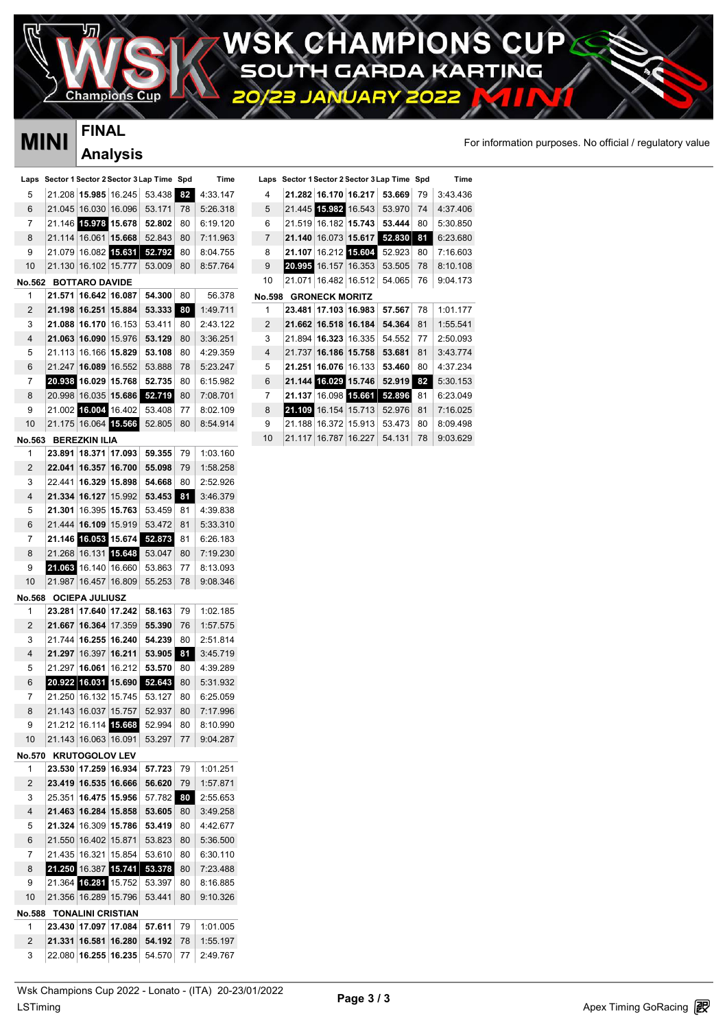# WSK CHAMPIONS CUP
## SOUTH GARDA KARTING
## 20/23 JANUARY 2022 MINI

**MINI** **FINAL** **Analysis**

For information purposes. No official / regulatory value

| Laps | Sector 1 | Sector 2 | Sector 3 | Lap Time | Spd | Time |
|---|---|---|---|---|---|---|
| 5 | 21.208 | 15.985 | 16.245 | 53.438 | 82 | 4:33.147 |
| 6 | 21.045 | 16.030 | 16.096 | 53.171 | 78 | 5:26.318 |
| 7 | 21.146 | 15.978 | 15.678 | 52.802 | 80 | 6:19.120 |
| 8 | 21.114 | 16.061 | 15.668 | 52.843 | 80 | 7:11.963 |
| 9 | 21.079 | 16.082 | 15.631 | 52.792 | 80 | 8:04.755 |
| 10 | 21.130 | 16.102 | 15.777 | 53.009 | 80 | 8:57.764 |
| **No.562 BOTTARO DAVIDE** | | | | | | |
| 1 | 21.571 | 16.642 | 16.087 | 54.300 | 80 | 56.378 |
| 2 | 21.198 | 16.251 | 15.884 | 53.333 | 80 | 1:49.711 |
| 3 | 21.088 | 16.170 | 16.153 | 53.411 | 80 | 2:43.122 |
| 4 | 21.063 | 16.090 | 15.976 | 53.129 | 80 | 3:36.251 |
| 5 | 21.113 | 16.166 | 15.829 | 53.108 | 80 | 4:29.359 |
| 6 | 21.247 | 16.089 | 16.552 | 53.888 | 78 | 5:23.247 |
| 7 | 20.938 | 16.029 | 15.768 | 52.735 | 80 | 6:15.982 |
| 8 | 20.998 | 16.035 | 15.686 | 52.719 | 80 | 7:08.701 |
| 9 | 21.002 | 16.004 | 16.402 | 53.408 | 77 | 8:02.109 |
| 10 | 21.175 | 16.064 | 15.566 | 52.805 | 80 | 8:54.914 |
| **No.563 BEREZKIN ILIA** | | | | | | |
| 1 | 23.891 | 18.371 | 17.093 | 59.355 | 79 | 1:03.160 |
| 2 | 22.041 | 16.357 | 16.700 | 55.098 | 79 | 1:58.258 |
| 3 | 22.441 | 16.329 | 15.898 | 54.668 | 80 | 2:52.926 |
| 4 | 21.334 | 16.127 | 15.992 | 53.453 | 81 | 3:46.379 |
| 5 | 21.301 | 16.395 | 15.763 | 53.459 | 81 | 4:39.838 |
| 6 | 21.444 | 16.109 | 15.919 | 53.472 | 81 | 5:33.310 |
| 7 | 21.146 | 16.053 | 15.674 | 52.873 | 81 | 6:26.183 |
| 8 | 21.268 | 16.131 | 15.648 | 53.047 | 80 | 7:19.230 |
| 9 | 21.063 | 16.140 | 16.660 | 53.863 | 77 | 8:13.093 |
| 10 | 21.987 | 16.457 | 16.809 | 55.253 | 78 | 9:08.346 |
| **No.568 OCIEPA JULIUSZ** | | | | | | |
| 1 | 23.281 | 17.640 | 17.242 | 58.163 | 79 | 1:02.185 |
| 2 | 21.667 | 16.364 | 17.359 | 55.390 | 76 | 1:57.575 |
| 3 | 21.744 | 16.255 | 16.240 | 54.239 | 80 | 2:51.814 |
| 4 | 21.297 | 16.397 | 16.211 | 53.905 | 81 | 3:45.719 |
| 5 | 21.297 | 16.061 | 16.212 | 53.570 | 80 | 4:39.289 |
| 6 | 20.922 | 16.031 | 15.690 | 52.643 | 80 | 5:31.932 |
| 7 | 21.250 | 16.132 | 15.745 | 53.127 | 80 | 6:25.059 |
| 8 | 21.143 | 16.037 | 15.757 | 52.937 | 80 | 7:17.996 |
| 9 | 21.212 | 16.114 | 15.668 | 52.994 | 80 | 8:10.990 |
| 10 | 21.143 | 16.063 | 16.091 | 53.297 | 77 | 9:04.287 |
| **No.570 KRUTOGOLOV LEV** | | | | | | |
| 1 | 23.530 | 17.259 | 16.934 | 57.723 | 79 | 1:01.251 |
| 2 | 23.419 | 16.535 | 16.666 | 56.620 | 79 | 1:57.871 |
| 3 | 25.351 | 16.475 | 15.956 | 57.782 | 80 | 2:55.653 |
| 4 | 21.463 | 16.284 | 15.858 | 53.605 | 80 | 3:49.258 |
| 5 | 21.324 | 16.309 | 15.786 | 53.419 | 80 | 4:42.677 |
| 6 | 21.550 | 16.402 | 15.871 | 53.823 | 80 | 5:36.500 |
| 7 | 21.435 | 16.321 | 15.854 | 53.610 | 80 | 6:30.110 |
| 8 | 21.250 | 16.387 | 15.741 | 53.378 | 80 | 7:23.488 |
| 9 | 21.364 | 16.281 | 15.752 | 53.397 | 80 | 8:16.885 |
| 10 | 21.356 | 16.289 | 15.796 | 53.441 | 80 | 9:10.326 |
| **No.588 TONALINI CRISTIAN** | | | | | | |
| 1 | 23.430 | 17.097 | 17.084 | 57.611 | 79 | 1:01.005 |
| 2 | 21.331 | 16.581 | 16.280 | 54.192 | 78 | 1:55.197 |
| 3 | 22.080 | 16.255 | 16.235 | 54.570 | 77 | 2:49.767 |
| 4 | 21.282 | 16.170 | 16.217 | 53.669 | 79 | 3:43.436 |
| 5 | 21.445 | 15.982 | 16.543 | 53.970 | 74 | 4:37.406 |
| 6 | 21.519 | 16.182 | 15.743 | 53.444 | 80 | 5:30.850 |
| 7 | 21.140 | 16.073 | 15.617 | 52.830 | 81 | 6:23.680 |
| 8 | 21.107 | 16.212 | 15.604 | 52.923 | 80 | 7:16.603 |
| 9 | 20.995 | 16.157 | 16.353 | 53.505 | 78 | 8:10.108 |
| 10 | 21.071 | 16.482 | 16.512 | 54.065 | 76 | 9:04.173 |
| **No.598 GRONECK MORITZ** | | | | | | |
| 1 | 23.481 | 17.103 | 16.983 | 57.567 | 78 | 1:01.177 |
| 2 | 21.662 | 16.518 | 16.184 | 54.364 | 81 | 1:55.541 |
| 3 | 21.894 | 16.323 | 16.335 | 54.552 | 77 | 2:50.093 |
| 4 | 21.737 | 16.186 | 15.758 | 53.681 | 81 | 3:43.774 |
| 5 | 21.251 | 16.076 | 16.133 | 53.460 | 80 | 4:37.234 |
| 6 | 21.144 | 16.029 | 15.746 | 52.919 | 82 | 5:30.153 |
| 7 | 21.137 | 16.098 | 15.661 | 52.896 | 81 | 6:23.049 |
| 8 | 21.109 | 16.154 | 15.713 | 52.976 | 81 | 7:16.025 |
| 9 | 21.188 | 16.372 | 15.913 | 53.473 | 80 | 8:09.498 |
| 10 | 21.117 | 16.787 | 16.227 | 54.131 | 78 | 9:03.629 |

Wsk Champions Cup 2022 - Lonato - (ITA) 20-23/01/2022
LSTiming

Apex Timing GoRacing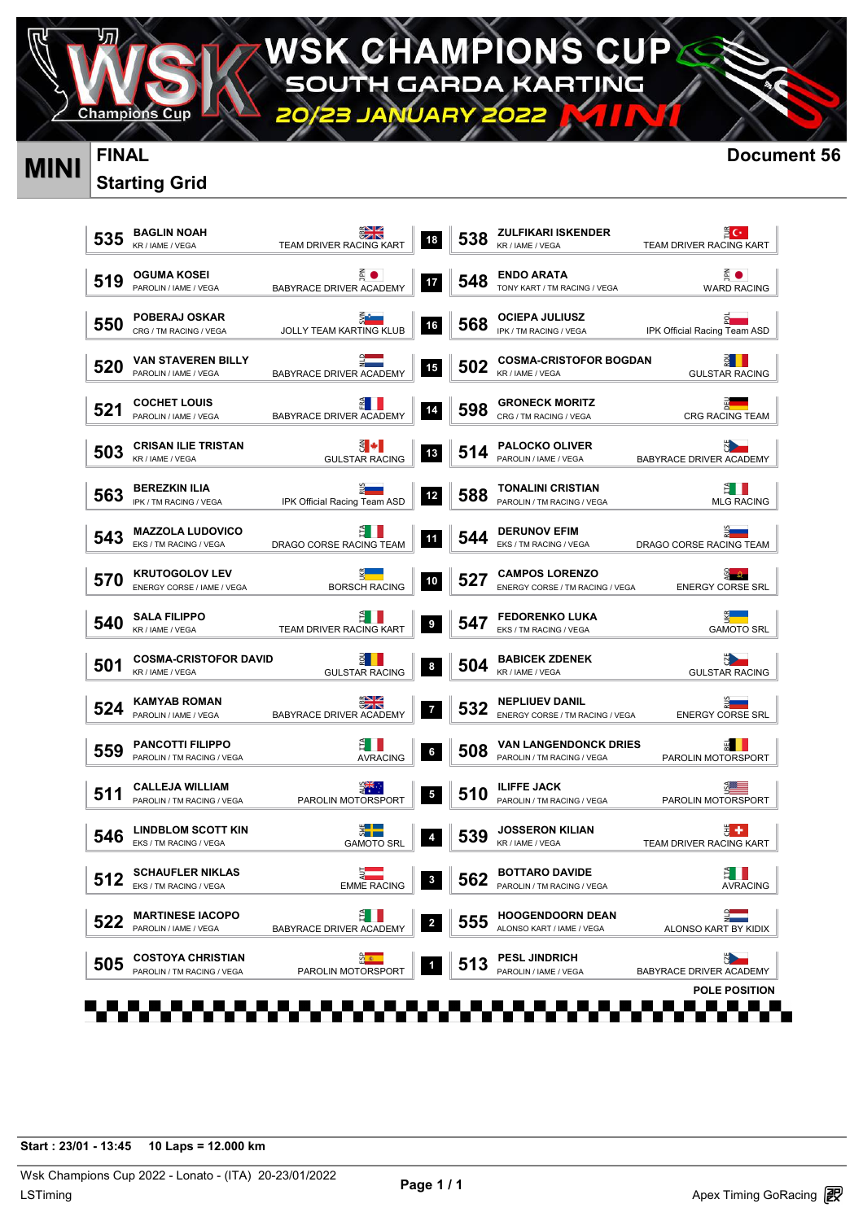# WSK CHAMPIONS CUP

## SOUTH GARDA KARTING

## 20/23 JANUARY 2022 MINI

**MINI**

**FINAL**

**Starting Grid**

**Document 56**

| No. | Driver | Chassis / Engine / Tyres | Nat. | Team | Row | No. | Driver | Chassis / Engine / Tyres | Nat. | Team |
|---|---|---|---|---|---|---|---|---|---|---|
| 535 | BAGLIN NOAH | KR / IAME / VEGA | GBR | TEAM DRIVER RACING KART | 18 | 538 | ZULFIKARI ISKENDER | KR / IAME / VEGA | TUR | TEAM DRIVER RACING KART |
| 519 | OGUMA KOSEI | PAROLIN / IAME / VEGA | JPN | BABYRACE DRIVER ACADEMY | 17 | 548 | ENDO ARATA | TONY KART / TM RACING / VEGA | JPN | WARD RACING |
| 550 | POBERAJ OSKAR | CRG / TM RACING / VEGA | SVN | JOLLY TEAM KARTING KLUB | 16 | 568 | OCIEPA JULIUSZ | IPK / TM RACING / VEGA | POL | IPK Official Racing Team ASD |
| 520 | VAN STAVEREN BILLY | PAROLIN / IAME / VEGA | NLD | BABYRACE DRIVER ACADEMY | 15 | 502 | COSMA-CRISTOFOR BOGDAN | KR / IAME / VEGA | ROU | GULSTAR RACING |
| 521 | COCHET LOUIS | PAROLIN / IAME / VEGA | FRA | BABYRACE DRIVER ACADEMY | 14 | 598 | GRONECK MORITZ | CRG / TM RACING / VEGA | DEU | CRG RACING TEAM |
| 503 | CRISAN ILIE TRISTAN | KR / IAME / VEGA | CAN | GULSTAR RACING | 13 | 514 | PALOCKO OLIVER | PAROLIN / IAME / VEGA | CZE | BABYRACE DRIVER ACADEMY |
| 563 | BEREZKIN ILIA | IPK / TM RACING / VEGA | RUS | IPK Official Racing Team ASD | 12 | 588 | TONALINI CRISTIAN | PAROLIN / TM RACING / VEGA | ITA | MLG RACING |
| 543 | MAZZOLA LUDOVICO | EKS / TM RACING / VEGA | ITA | DRAGO CORSE RACING TEAM | 11 | 544 | DERUNOV EFIM | EKS / TM RACING / VEGA | RUS | DRAGO CORSE RACING TEAM |
| 570 | KRUTOGOLOV LEV | ENERGY CORSE / IAME / VEGA | UKR | BORSCH RACING | 10 | 527 | CAMPOS LORENZO | ENERGY CORSE / TM RACING / VEGA | AGO | ENERGY CORSE SRL |
| 540 | SALA FILIPPO | KR / IAME / VEGA | ITA | TEAM DRIVER RACING KART | 9 | 547 | FEDORENKO LUKA | EKS / TM RACING / VEGA | UKR | GAMOTO SRL |
| 501 | COSMA-CRISTOFOR DAVID | KR / IAME / VEGA | ROU | GULSTAR RACING | 8 | 504 | BABICEK ZDENEK | KR / IAME / VEGA | CZE | GULSTAR RACING |
| 524 | KAMYAB ROMAN | PAROLIN / IAME / VEGA | GBR | BABYRACE DRIVER ACADEMY | 7 | 532 | NEPLIUEV DANIL | ENERGY CORSE / TM RACING / VEGA | RUS | ENERGY CORSE SRL |
| 559 | PANCOTTI FILIPPO | PAROLIN / TM RACING / VEGA | ITA | AVRACING | 6 | 508 | VAN LANGENDONCK DRIES | PAROLIN / TM RACING / VEGA | BEL | PAROLIN MOTORSPORT |
| 511 | CALLEJA WILLIAM | PAROLIN / TM RACING / VEGA | AUS | PAROLIN MOTORSPORT | 5 | 510 | ILIFFE JACK | PAROLIN / TM RACING / VEGA | USA | PAROLIN MOTORSPORT |
| 546 | LINDBLOM SCOTT KIN | EKS / TM RACING / VEGA | SWE | GAMOTO SRL | 4 | 539 | JOSSERON KILIAN | KR / IAME / VEGA | CHE | TEAM DRIVER RACING KART |
| 512 | SCHAUFLER NIKLAS | EKS / TM RACING / VEGA | AUT | EMME RACING | 3 | 562 | BOTTARO DAVIDE | PAROLIN / TM RACING / VEGA | ITA | AVRACING |
| 522 | MARTINESE IACOPO | PAROLIN / IAME / VEGA | ITA | BABYRACE DRIVER ACADEMY | 2 | 555 | HOOGENDOORN DEAN | ALONSO KART / IAME / VEGA | NLD | ALONSO KART BY KIDIX |
| 505 | COSTOYA CHRISTIAN | PAROLIN / TM RACING / VEGA | ESP | PAROLIN MOTORSPORT | 1 | 513 | PESL JINDRICH | PAROLIN / IAME / VEGA | CZE | BABYRACE DRIVER ACADEMY |

**POLE POSITION**

**Start : 23/01 - 13:45 10 Laps = 12.000 km**

Wsk Champions Cup 2022 - Lonato - (ITA) 20-23/01/2022

LSTiming

Apex Timing GoRacing